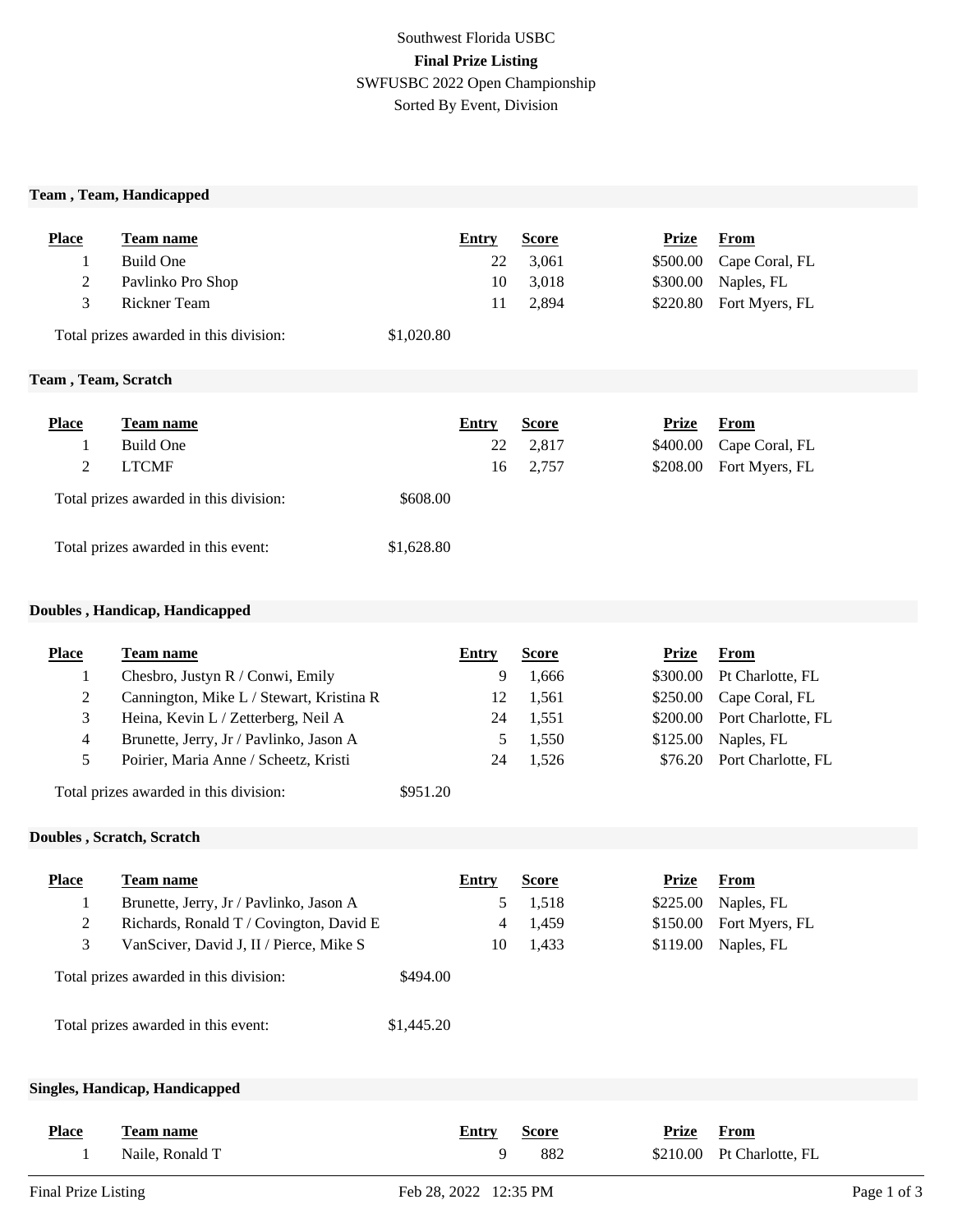Southwest Florida USBC

**Final Prize Listing**

SWFUSBC 2022 Open Championship

Sorted By Event, Division

### Team , Team, Handicapped

| Place | Team name | Entry | Score | Prize | From |
|---|---|---|---|---|---|
| 1 | Build One | 22 | 3,061 | $500.00 | Cape Coral, FL |
| 2 | Pavlinko Pro Shop | 10 | 3,018 | $300.00 | Naples, FL |
| 3 | Rickner Team | 11 | 2,894 | $220.80 | Fort Myers, FL |

Total prizes awarded in this division: $1,020.80

### Team , Team, Scratch

| Place | Team name | Entry | Score | Prize | From |
|---|---|---|---|---|---|
| 1 | Build One | 22 | 2,817 | $400.00 | Cape Coral, FL |
| 2 | LTCMF | 16 | 2,757 | $208.00 | Fort Myers, FL |

Total prizes awarded in this division: $608.00

Total prizes awarded in this event: $1,628.80

### Doubles , Handicap, Handicapped

| Place | Team name | Entry | Score | Prize | From |
|---|---|---|---|---|---|
| 1 | Chesbro, Justyn R / Conwi, Emily | 9 | 1,666 | $300.00 | Pt Charlotte, FL |
| 2 | Cannington, Mike L / Stewart, Kristina R | 12 | 1,561 | $250.00 | Cape Coral, FL |
| 3 | Heina, Kevin L / Zetterberg, Neil A | 24 | 1,551 | $200.00 | Port Charlotte, FL |
| 4 | Brunette, Jerry, Jr / Pavlinko, Jason A | 5 | 1,550 | $125.00 | Naples, FL |
| 5 | Poirier, Maria Anne / Scheetz, Kristi | 24 | 1,526 | $76.20 | Port Charlotte, FL |

Total prizes awarded in this division: $951.20

### Doubles , Scratch, Scratch

| Place | Team name | Entry | Score | Prize | From |
|---|---|---|---|---|---|
| 1 | Brunette, Jerry, Jr / Pavlinko, Jason A | 5 | 1,518 | $225.00 | Naples, FL |
| 2 | Richards, Ronald T / Covington, David E | 4 | 1,459 | $150.00 | Fort Myers, FL |
| 3 | VanSciver, David J, II / Pierce, Mike S | 10 | 1,433 | $119.00 | Naples, FL |

Total prizes awarded in this division: $494.00

Total prizes awarded in this event: $1,445.20

### Singles, Handicap, Handicapped

| Place | Team name | Entry | Score | Prize | From |
|---|---|---|---|---|---|
| 1 | Naile, Ronald T | 9 | 882 | $210.00 | Pt Charlotte, FL |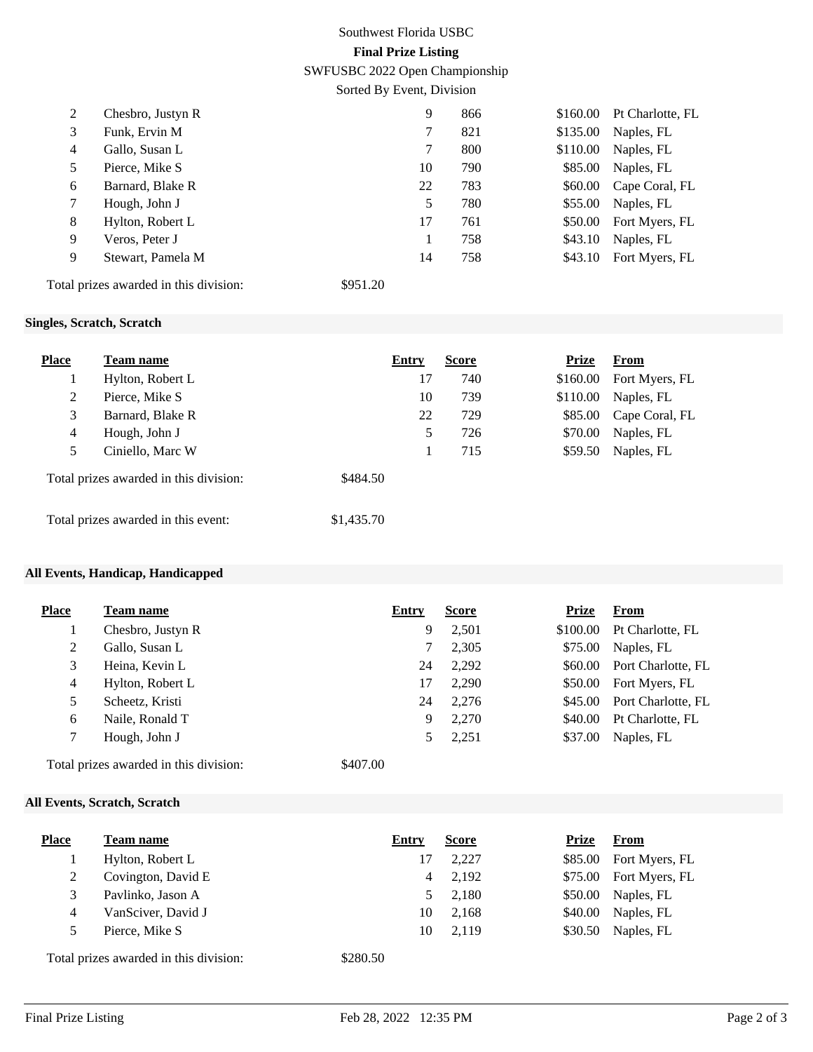Southwest Florida USBC

**Final Prize Listing**

SWFUSBC 2022 Open Championship

Sorted By Event, Division

| Place | Team name | Entry | Score | Prize | From |
|---|---|---|---|---|---|
| 2 | Chesbro, Justyn R | 9 | 866 | $160.00 | Pt Charlotte, FL |
| 3 | Funk, Ervin M | 7 | 821 | $135.00 | Naples, FL |
| 4 | Gallo, Susan L | 7 | 800 | $110.00 | Naples, FL |
| 5 | Pierce, Mike S | 10 | 790 | $85.00 | Naples, FL |
| 6 | Barnard, Blake R | 22 | 783 | $60.00 | Cape Coral, FL |
| 7 | Hough, John J | 5 | 780 | $55.00 | Naples, FL |
| 8 | Hylton, Robert L | 17 | 761 | $50.00 | Fort Myers, FL |
| 9 | Veros, Peter J | 1 | 758 | $43.10 | Naples, FL |
| 9 | Stewart, Pamela M | 14 | 758 | $43.10 | Fort Myers, FL |

Total prizes awarded in this division: $951.20

### Singles, Scratch, Scratch

| Place | Team name | Entry | Score | Prize | From |
|---|---|---|---|---|---|
| 1 | Hylton, Robert L | 17 | 740 | $160.00 | Fort Myers, FL |
| 2 | Pierce, Mike S | 10 | 739 | $110.00 | Naples, FL |
| 3 | Barnard, Blake R | 22 | 729 | $85.00 | Cape Coral, FL |
| 4 | Hough, John J | 5 | 726 | $70.00 | Naples, FL |
| 5 | Ciniello, Marc W | 1 | 715 | $59.50 | Naples, FL |

Total prizes awarded in this division: $484.50

Total prizes awarded in this event: $1,435.70

### All Events, Handicap, Handicapped

| Place | Team name | Entry | Score | Prize | From |
|---|---|---|---|---|---|
| 1 | Chesbro, Justyn R | 9 | 2,501 | $100.00 | Pt Charlotte, FL |
| 2 | Gallo, Susan L | 7 | 2,305 | $75.00 | Naples, FL |
| 3 | Heina, Kevin L | 24 | 2,292 | $60.00 | Port Charlotte, FL |
| 4 | Hylton, Robert L | 17 | 2,290 | $50.00 | Fort Myers, FL |
| 5 | Scheetz, Kristi | 24 | 2,276 | $45.00 | Port Charlotte, FL |
| 6 | Naile, Ronald T | 9 | 2,270 | $40.00 | Pt Charlotte, FL |
| 7 | Hough, John J | 5 | 2,251 | $37.00 | Naples, FL |

Total prizes awarded in this division: $407.00

### All Events, Scratch, Scratch

| Place | Team name | Entry | Score | Prize | From |
|---|---|---|---|---|---|
| 1 | Hylton, Robert L | 17 | 2,227 | $85.00 | Fort Myers, FL |
| 2 | Covington, David E | 4 | 2,192 | $75.00 | Fort Myers, FL |
| 3 | Pavlinko, Jason A | 5 | 2,180 | $50.00 | Naples, FL |
| 4 | VanSciver, David J | 10 | 2,168 | $40.00 | Naples, FL |
| 5 | Pierce, Mike S | 10 | 2,119 | $30.50 | Naples, FL |

Total prizes awarded in this division: $280.50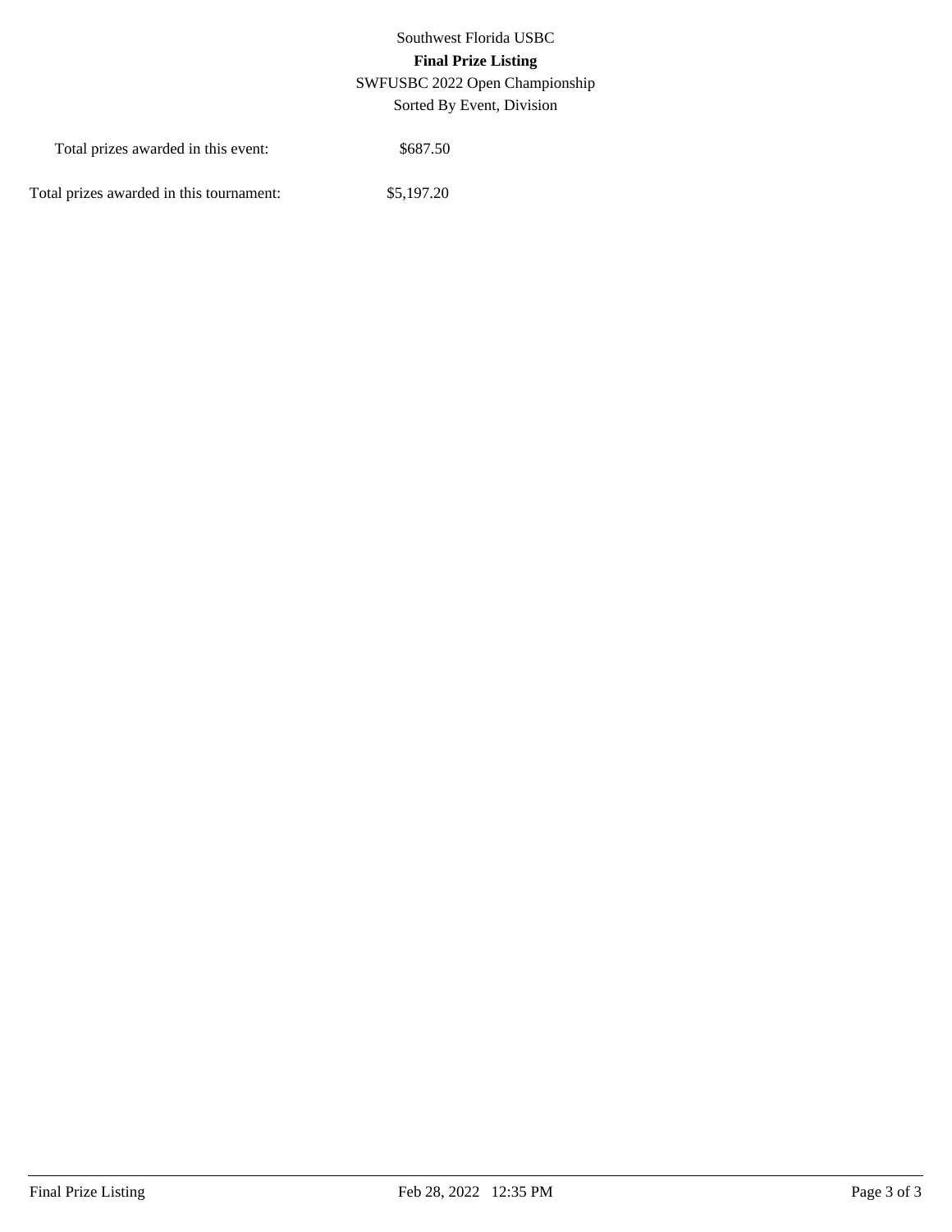Southwest Florida USBC

**Final Prize Listing**

SWFUSBC 2022 Open Championship

Sorted By Event, Division

| | |
|---|---|
| Total prizes awarded in this event: | $687.50 |
| Total prizes awarded in this tournament: | $5,197.20 |